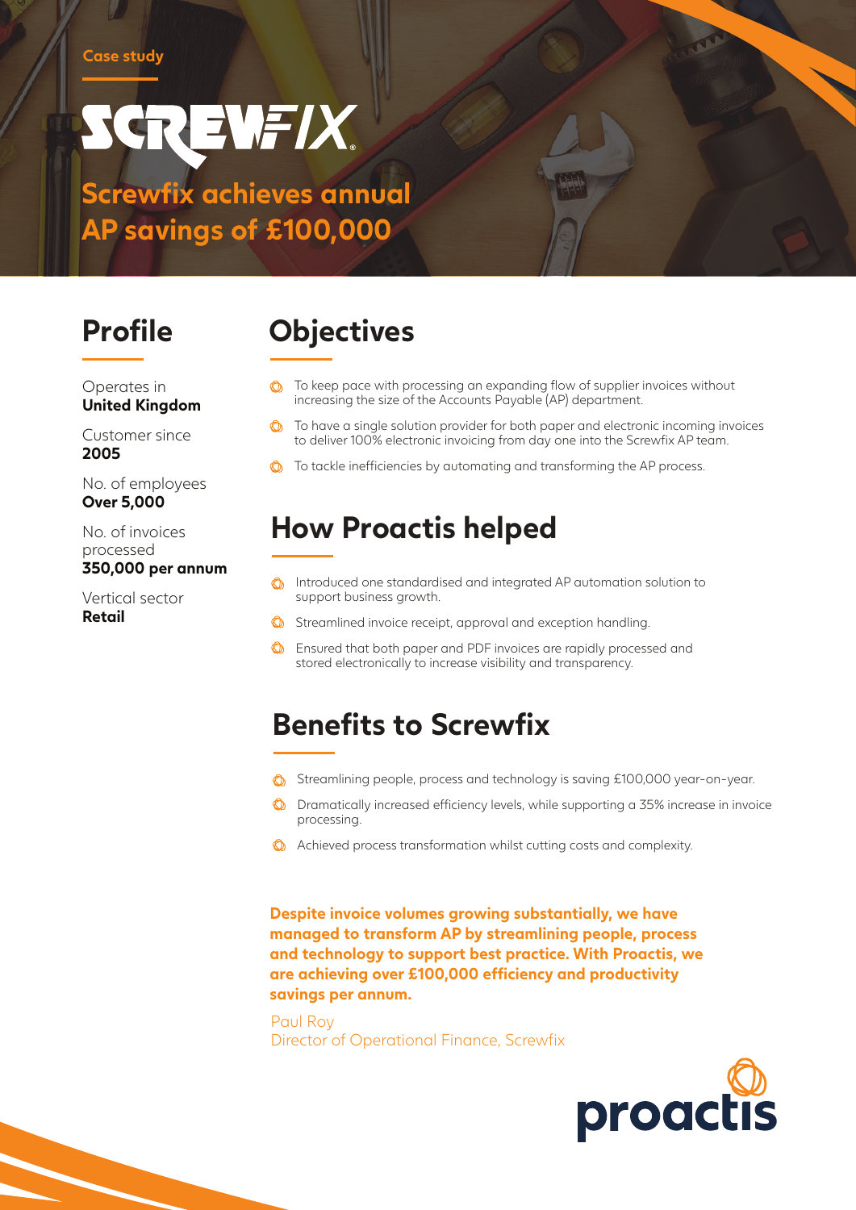Case study

SCREWFIX

# Screwfix achieves annual AP savings of £100,000

## Profile

Operates in
**United Kingdom**

Customer since
**2005**

No. of employees
**Over 5,000**

No. of invoices processed
**350,000 per annum**

Vertical sector
**Retail**

## Objectives

- To keep pace with processing an expanding flow of supplier invoices without increasing the size of the Accounts Payable (AP) department.
- To have a single solution provider for both paper and electronic incoming invoices to deliver 100% electronic invoicing from day one into the Screwfix AP team.
- To tackle inefficiencies by automating and transforming the AP process.

## How Proactis helped

- Introduced one standardised and integrated AP automation solution to support business growth.
- Streamlined invoice receipt, approval and exception handling.
- Ensured that both paper and PDF invoices are rapidly processed and stored electronically to increase visibility and transparency.

## Benefits to Screwfix

- Streamlining people, process and technology is saving £100,000 year-on-year.
- Dramatically increased efficiency levels, while supporting a 35% increase in invoice processing.
- Achieved process transformation whilst cutting costs and complexity.

**Despite invoice volumes growing substantially, we have managed to transform AP by streamlining people, process and technology to support best practice. With Proactis, we are achieving over £100,000 efficiency and productivity savings per annum.**

Paul Roy
Director of Operational Finance, Screwfix

proactis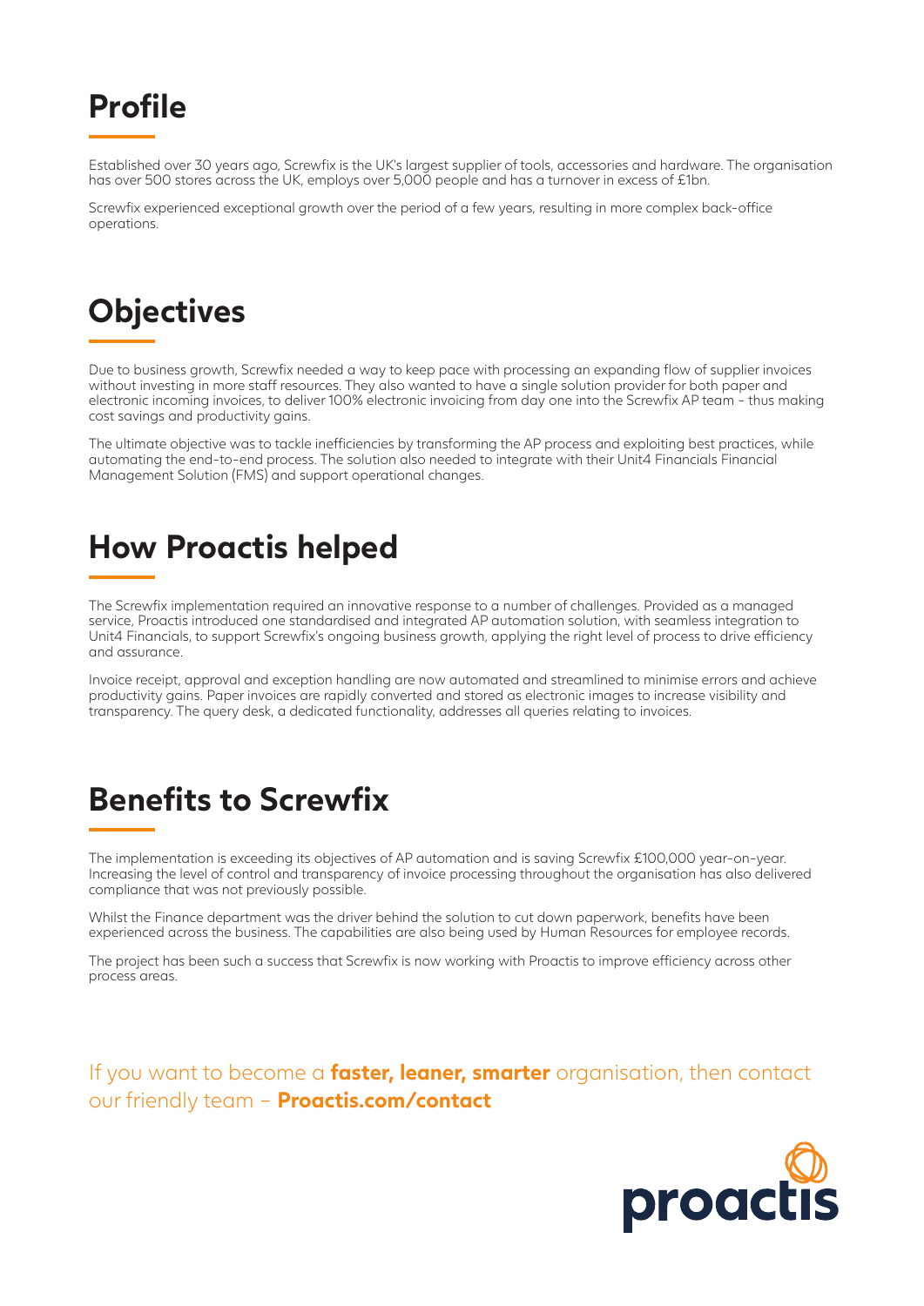## Profile

Established over 30 years ago, Screwfix is the UK's largest supplier of tools, accessories and hardware. The organisation has over 500 stores across the UK, employs over 5,000 people and has a turnover in excess of £1bn.

Screwfix experienced exceptional growth over the period of a few years, resulting in more complex back-office operations.

## Objectives

Due to business growth, Screwfix needed a way to keep pace with processing an expanding flow of supplier invoices without investing in more staff resources. They also wanted to have a single solution provider for both paper and electronic incoming invoices, to deliver 100% electronic invoicing from day one into the Screwfix AP team - thus making cost savings and productivity gains.

The ultimate objective was to tackle inefficiencies by transforming the AP process and exploiting best practices, while automating the end-to-end process. The solution also needed to integrate with their Unit4 Financials Financial Management Solution (FMS) and support operational changes.

## How Proactis helped

The Screwfix implementation required an innovative response to a number of challenges. Provided as a managed service, Proactis introduced one standardised and integrated AP automation solution, with seamless integration to Unit4 Financials, to support Screwfix's ongoing business growth, applying the right level of process to drive efficiency and assurance.

Invoice receipt, approval and exception handling are now automated and streamlined to minimise errors and achieve productivity gains. Paper invoices are rapidly converted and stored as electronic images to increase visibility and transparency. The query desk, a dedicated functionality, addresses all queries relating to invoices.

## Benefits to Screwfix

The implementation is exceeding its objectives of AP automation and is saving Screwfix £100,000 year-on-year. Increasing the level of control and transparency of invoice processing throughout the organisation has also delivered compliance that was not previously possible.

Whilst the Finance department was the driver behind the solution to cut down paperwork, benefits have been experienced across the business. The capabilities are also being used by Human Resources for employee records.

The project has been such a success that Screwfix is now working with Proactis to improve efficiency across other process areas.

If you want to become a **faster, leaner, smarter** organisation, then contact our friendly team – **Proactis.com/contact**

proactis